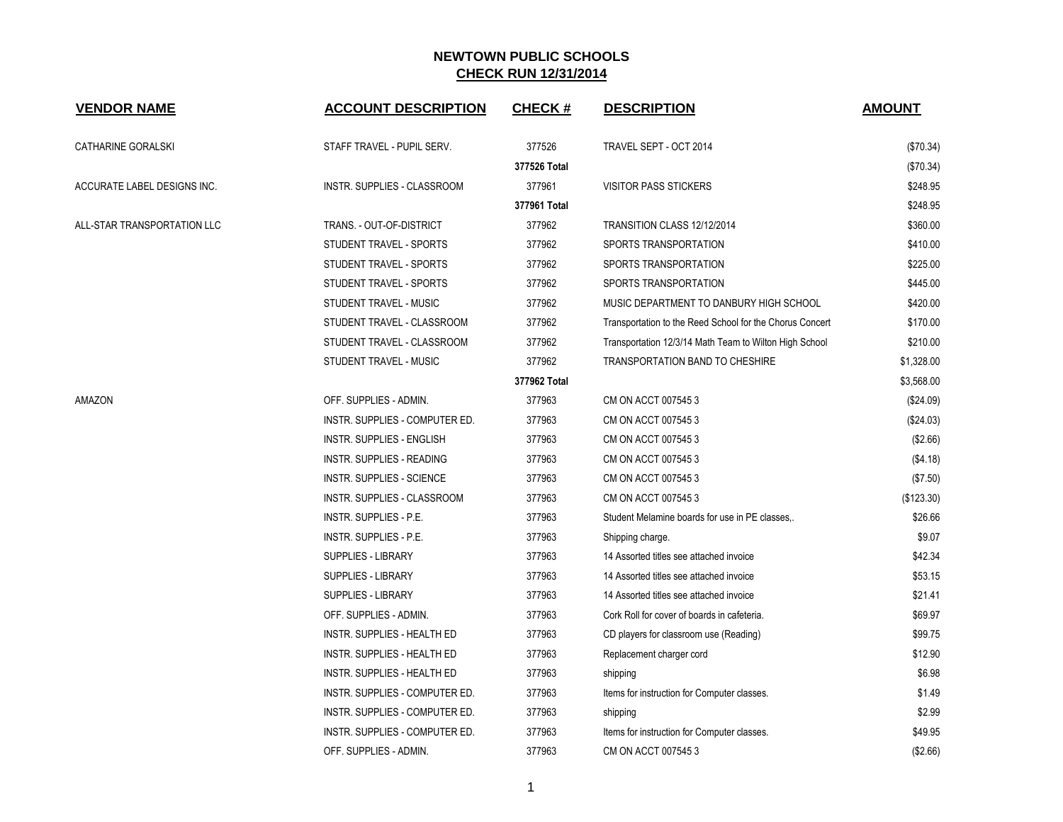# NEWTOWN PUBLIC SCHOOLS

## CHECK RUN 12/31/2014

| VENDOR NAME | ACCOUNT DESCRIPTION | CHECK # | DESCRIPTION | AMOUNT |
|---|---|---|---|---|
| CATHARINE GORALSKI | STAFF TRAVEL - PUPIL SERV. | 377526 | TRAVEL SEPT - OCT 2014 | ($70.34) |
| | | **377526 Total** | | ($70.34) |
| ACCURATE LABEL DESIGNS INC. | INSTR. SUPPLIES - CLASSROOM | 377961 | VISITOR PASS STICKERS | $248.95 |
| | | **377961 Total** | | $248.95 |
| ALL-STAR TRANSPORTATION LLC | TRANS. - OUT-OF-DISTRICT | 377962 | TRANSITION CLASS 12/12/2014 | $360.00 |
| | STUDENT TRAVEL - SPORTS | 377962 | SPORTS TRANSPORTATION | $410.00 |
| | STUDENT TRAVEL - SPORTS | 377962 | SPORTS TRANSPORTATION | $225.00 |
| | STUDENT TRAVEL - SPORTS | 377962 | SPORTS TRANSPORTATION | $445.00 |
| | STUDENT TRAVEL - MUSIC | 377962 | MUSIC DEPARTMENT TO DANBURY HIGH SCHOOL | $420.00 |
| | STUDENT TRAVEL - CLASSROOM | 377962 | Transportation to the Reed School for the Chorus Concert | $170.00 |
| | STUDENT TRAVEL - CLASSROOM | 377962 | Transportation 12/3/14 Math Team to Wilton High School | $210.00 |
| | STUDENT TRAVEL - MUSIC | 377962 | TRANSPORTATION BAND TO CHESHIRE | $1,328.00 |
| | | **377962 Total** | | $3,568.00 |
| AMAZON | OFF. SUPPLIES - ADMIN. | 377963 | CM ON ACCT 007545 3 | ($24.09) |
| | INSTR. SUPPLIES - COMPUTER ED. | 377963 | CM ON ACCT 007545 3 | ($24.03) |
| | INSTR. SUPPLIES - ENGLISH | 377963 | CM ON ACCT 007545 3 | ($2.66) |
| | INSTR. SUPPLIES - READING | 377963 | CM ON ACCT 007545 3 | ($4.18) |
| | INSTR. SUPPLIES - SCIENCE | 377963 | CM ON ACCT 007545 3 | ($7.50) |
| | INSTR. SUPPLIES - CLASSROOM | 377963 | CM ON ACCT 007545 3 | ($123.30) |
| | INSTR. SUPPLIES - P.E. | 377963 | Student Melamine boards for use in PE classes,. | $26.66 |
| | INSTR. SUPPLIES - P.E. | 377963 | Shipping charge. | $9.07 |
| | SUPPLIES - LIBRARY | 377963 | 14 Assorted titles see attached invoice | $42.34 |
| | SUPPLIES - LIBRARY | 377963 | 14 Assorted titles see attached invoice | $53.15 |
| | SUPPLIES - LIBRARY | 377963 | 14 Assorted titles see attached invoice | $21.41 |
| | OFF. SUPPLIES - ADMIN. | 377963 | Cork Roll for cover of boards in cafeteria. | $69.97 |
| | INSTR. SUPPLIES - HEALTH ED | 377963 | CD players for classroom use (Reading) | $99.75 |
| | INSTR. SUPPLIES - HEALTH ED | 377963 | Replacement charger cord | $12.90 |
| | INSTR. SUPPLIES - HEALTH ED | 377963 | shipping | $6.98 |
| | INSTR. SUPPLIES - COMPUTER ED. | 377963 | Items for instruction for Computer classes. | $1.49 |
| | INSTR. SUPPLIES - COMPUTER ED. | 377963 | shipping | $2.99 |
| | INSTR. SUPPLIES - COMPUTER ED. | 377963 | Items for instruction for Computer classes. | $49.95 |
| | OFF. SUPPLIES - ADMIN. | 377963 | CM ON ACCT 007545 3 | ($2.66) |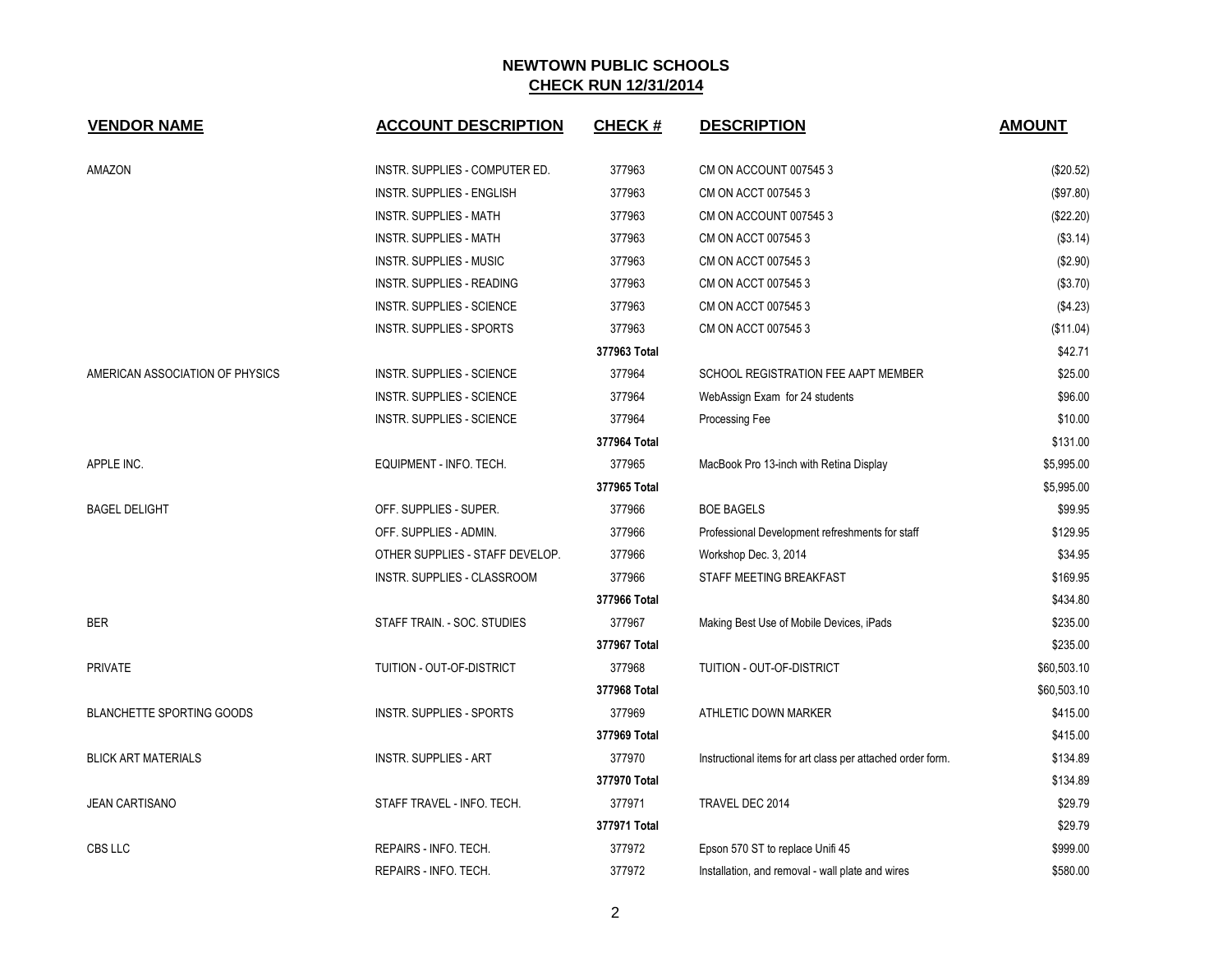# NEWTOWN PUBLIC SCHOOLS

## CHECK RUN 12/31/2014

| VENDOR NAME | ACCOUNT DESCRIPTION | CHECK # | DESCRIPTION | AMOUNT |
|---|---|---|---|---|
| AMAZON | INSTR. SUPPLIES - COMPUTER ED. | 377963 | CM ON ACCOUNT 007545 3 | ($20.52) |
| | INSTR. SUPPLIES - ENGLISH | 377963 | CM ON ACCT 007545 3 | ($97.80) |
| | INSTR. SUPPLIES - MATH | 377963 | CM ON ACCOUNT 007545 3 | ($22.20) |
| | INSTR. SUPPLIES - MATH | 377963 | CM ON ACCT 007545 3 | ($3.14) |
| | INSTR. SUPPLIES - MUSIC | 377963 | CM ON ACCT 007545 3 | ($2.90) |
| | INSTR. SUPPLIES - READING | 377963 | CM ON ACCT 007545 3 | ($3.70) |
| | INSTR. SUPPLIES - SCIENCE | 377963 | CM ON ACCT 007545 3 | ($4.23) |
| | INSTR. SUPPLIES - SPORTS | 377963 | CM ON ACCT 007545 3 | ($11.04) |
| | | **377963 Total** | | $42.71 |
| AMERICAN ASSOCIATION OF PHYSICS | INSTR. SUPPLIES - SCIENCE | 377964 | SCHOOL REGISTRATION FEE AAPT MEMBER | $25.00 |
| | INSTR. SUPPLIES - SCIENCE | 377964 | WebAssign Exam for 24 students | $96.00 |
| | INSTR. SUPPLIES - SCIENCE | 377964 | Processing Fee | $10.00 |
| | | **377964 Total** | | $131.00 |
| APPLE INC. | EQUIPMENT - INFO. TECH. | 377965 | MacBook Pro 13-inch with Retina Display | $5,995.00 |
| | | **377965 Total** | | $5,995.00 |
| BAGEL DELIGHT | OFF. SUPPLIES - SUPER. | 377966 | BOE BAGELS | $99.95 |
| | OFF. SUPPLIES - ADMIN. | 377966 | Professional Development refreshments for staff | $129.95 |
| | OTHER SUPPLIES - STAFF DEVELOP. | 377966 | Workshop Dec. 3, 2014 | $34.95 |
| | INSTR. SUPPLIES - CLASSROOM | 377966 | STAFF MEETING BREAKFAST | $169.95 |
| | | **377966 Total** | | $434.80 |
| BER | STAFF TRAIN. - SOC. STUDIES | 377967 | Making Best Use of Mobile Devices, iPads | $235.00 |
| | | **377967 Total** | | $235.00 |
| PRIVATE | TUITION - OUT-OF-DISTRICT | 377968 | TUITION - OUT-OF-DISTRICT | $60,503.10 |
| | | **377968 Total** | | $60,503.10 |
| BLANCHETTE SPORTING GOODS | INSTR. SUPPLIES - SPORTS | 377969 | ATHLETIC DOWN MARKER | $415.00 |
| | | **377969 Total** | | $415.00 |
| BLICK ART MATERIALS | INSTR. SUPPLIES - ART | 377970 | Instructional items for art class per attached order form. | $134.89 |
| | | **377970 Total** | | $134.89 |
| JEAN CARTISANO | STAFF TRAVEL - INFO. TECH. | 377971 | TRAVEL DEC 2014 | $29.79 |
| | | **377971 Total** | | $29.79 |
| CBS LLC | REPAIRS - INFO. TECH. | 377972 | Epson 570 ST to replace Unifi 45 | $999.00 |
| | REPAIRS - INFO. TECH. | 377972 | Installation, and removal - wall plate and wires | $580.00 |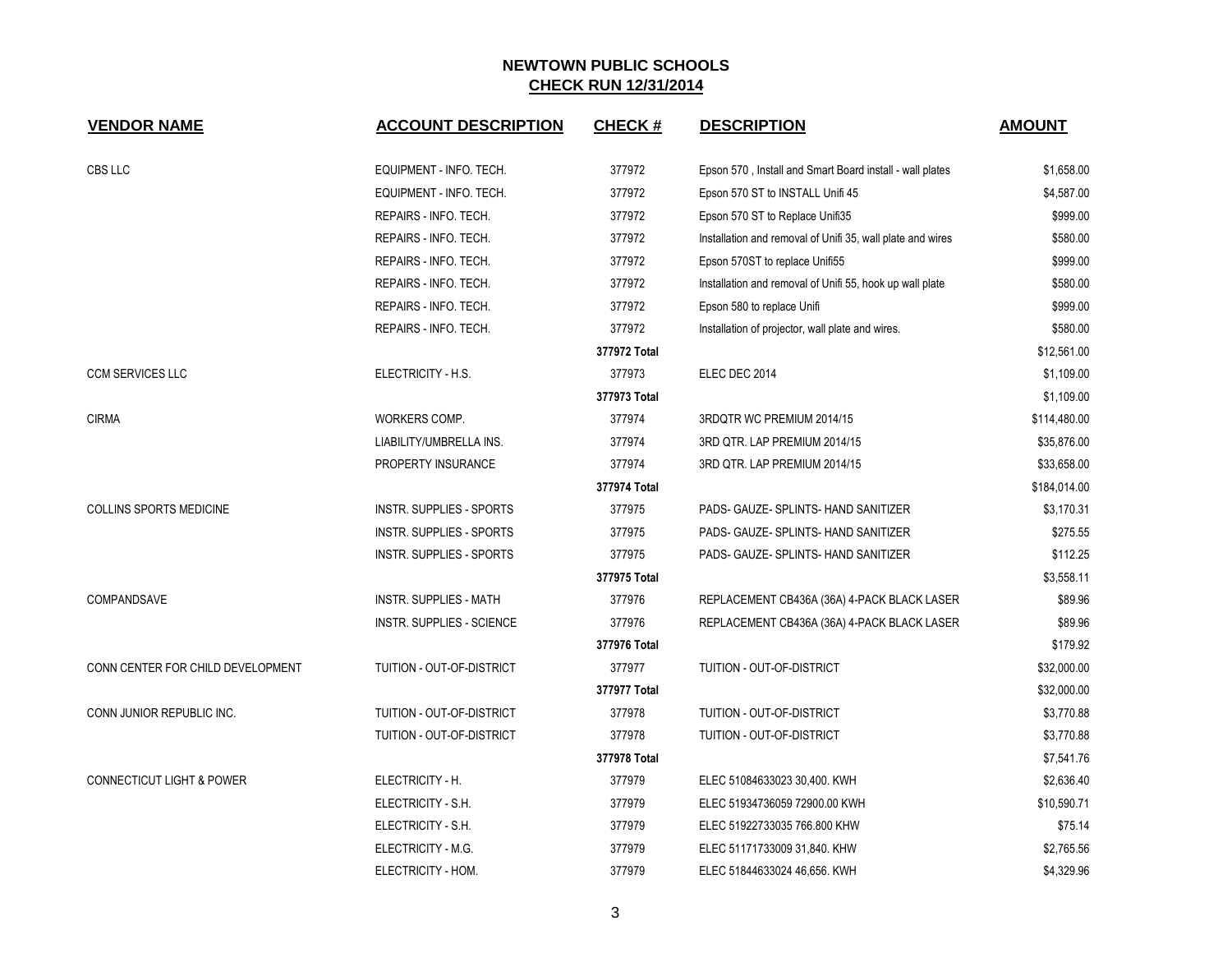## NEWTOWN PUBLIC SCHOOLS
## CHECK RUN 12/31/2014

| VENDOR NAME | ACCOUNT DESCRIPTION | CHECK # | DESCRIPTION | AMOUNT |
|---|---|---|---|---|
| CBS LLC | EQUIPMENT - INFO. TECH. | 377972 | Epson 570 , Install and Smart Board install - wall plates | $1,658.00 |
| | EQUIPMENT - INFO. TECH. | 377972 | Epson 570 ST to INSTALL Unifi 45 | $4,587.00 |
| | REPAIRS - INFO. TECH. | 377972 | Epson 570 ST to Replace Unifi35 | $999.00 |
| | REPAIRS - INFO. TECH. | 377972 | Installation and removal of Unifi 35, wall plate and wires | $580.00 |
| | REPAIRS - INFO. TECH. | 377972 | Epson 570ST to replace Unifi55 | $999.00 |
| | REPAIRS - INFO. TECH. | 377972 | Installation and removal of Unifi 55, hook up wall plate | $580.00 |
| | REPAIRS - INFO. TECH. | 377972 | Epson 580 to replace Unifi | $999.00 |
| | REPAIRS - INFO. TECH. | 377972 | Installation of projector, wall plate and wires. | $580.00 |
| | | **377972 Total** | | $12,561.00 |
| CCM SERVICES LLC | ELECTRICITY - H.S. | 377973 | ELEC DEC 2014 | $1,109.00 |
| | | **377973 Total** | | $1,109.00 |
| CIRMA | WORKERS COMP. | 377974 | 3RDQTR WC PREMIUM 2014/15 | $114,480.00 |
| | LIABILITY/UMBRELLA INS. | 377974 | 3RD QTR. LAP PREMIUM 2014/15 | $35,876.00 |
| | PROPERTY INSURANCE | 377974 | 3RD QTR. LAP PREMIUM 2014/15 | $33,658.00 |
| | | **377974 Total** | | $184,014.00 |
| COLLINS SPORTS MEDICINE | INSTR. SUPPLIES - SPORTS | 377975 | PADS- GAUZE- SPLINTS- HAND SANITIZER | $3,170.31 |
| | INSTR. SUPPLIES - SPORTS | 377975 | PADS- GAUZE- SPLINTS- HAND SANITIZER | $275.55 |
| | INSTR. SUPPLIES - SPORTS | 377975 | PADS- GAUZE- SPLINTS- HAND SANITIZER | $112.25 |
| | | **377975 Total** | | $3,558.11 |
| COMPANDSAVE | INSTR. SUPPLIES - MATH | 377976 | REPLACEMENT CB436A (36A) 4-PACK BLACK LASER | $89.96 |
| | INSTR. SUPPLIES - SCIENCE | 377976 | REPLACEMENT CB436A (36A) 4-PACK BLACK LASER | $89.96 |
| | | **377976 Total** | | $179.92 |
| CONN CENTER FOR CHILD DEVELOPMENT | TUITION - OUT-OF-DISTRICT | 377977 | TUITION - OUT-OF-DISTRICT | $32,000.00 |
| | | **377977 Total** | | $32,000.00 |
| CONN JUNIOR REPUBLIC INC. | TUITION - OUT-OF-DISTRICT | 377978 | TUITION - OUT-OF-DISTRICT | $3,770.88 |
| | TUITION - OUT-OF-DISTRICT | 377978 | TUITION - OUT-OF-DISTRICT | $3,770.88 |
| | | **377978 Total** | | $7,541.76 |
| CONNECTICUT LIGHT & POWER | ELECTRICITY - H. | 377979 | ELEC 51084633023 30,400. KWH | $2,636.40 |
| | ELECTRICITY - S.H. | 377979 | ELEC 51934736059 72900.00 KWH | $10,590.71 |
| | ELECTRICITY - S.H. | 377979 | ELEC 51922733035 766.800 KHW | $75.14 |
| | ELECTRICITY - M.G. | 377979 | ELEC 51171733009 31,840. KHW | $2,765.56 |
| | ELECTRICITY - HOM. | 377979 | ELEC 51844633024 46,656. KWH | $4,329.96 |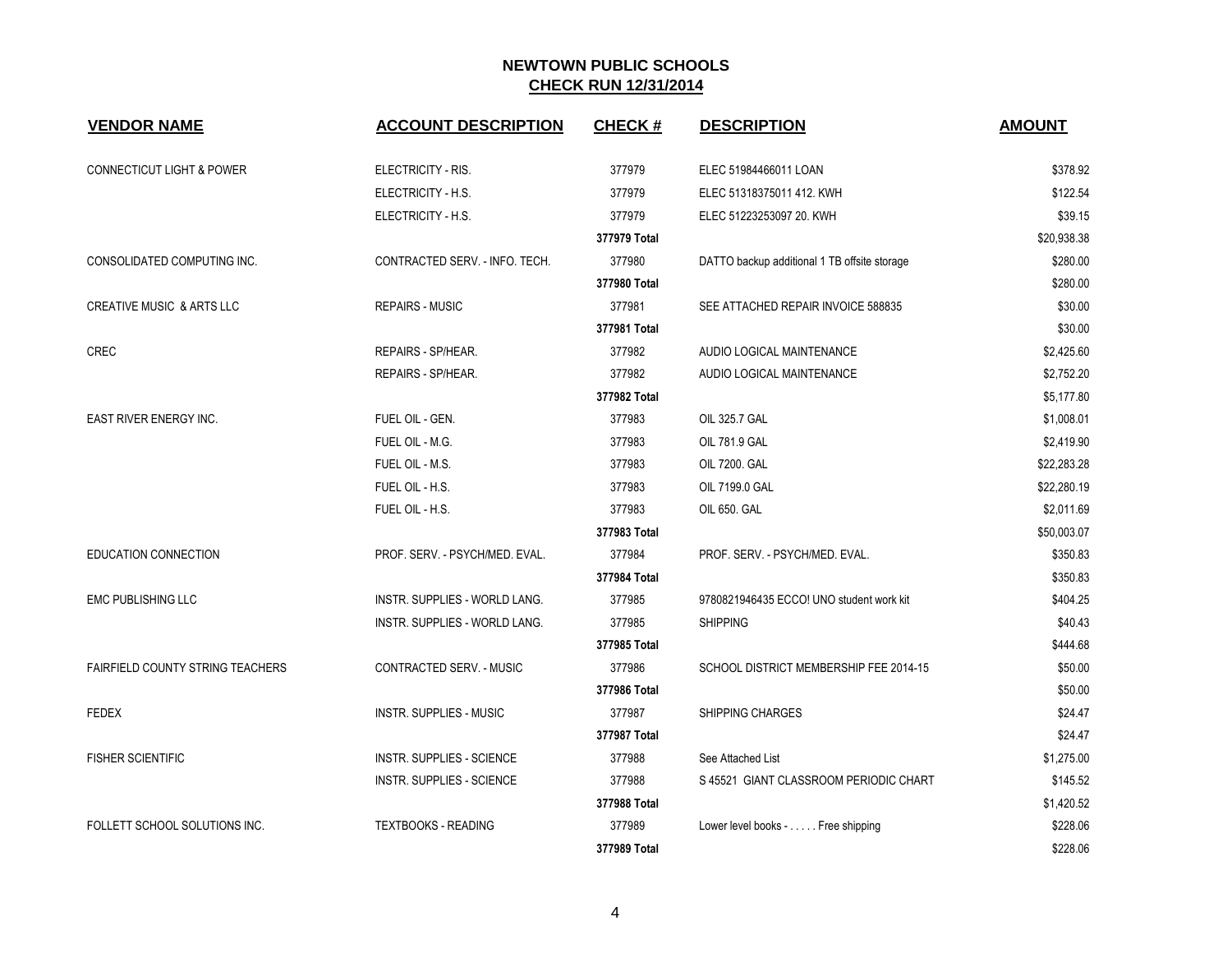# NEWTOWN PUBLIC SCHOOLS

## CHECK RUN 12/31/2014

| VENDOR NAME | ACCOUNT DESCRIPTION | CHECK # | DESCRIPTION | AMOUNT |
|---|---|---|---|---|
| CONNECTICUT LIGHT & POWER | ELECTRICITY - RIS. | 377979 | ELEC 51984466011 LOAN | $378.92 |
| | ELECTRICITY - H.S. | 377979 | ELEC 51318375011 412. KWH | $122.54 |
| | ELECTRICITY - H.S. | 377979 | ELEC 51223253097 20. KWH | $39.15 |
| | | **377979 Total** | | $20,938.38 |
| CONSOLIDATED COMPUTING INC. | CONTRACTED SERV. - INFO. TECH. | 377980 | DATTO backup additional 1 TB offsite storage | $280.00 |
| | | **377980 Total** | | $280.00 |
| CREATIVE MUSIC & ARTS LLC | REPAIRS - MUSIC | 377981 | SEE ATTACHED REPAIR INVOICE 588835 | $30.00 |
| | | **377981 Total** | | $30.00 |
| CREC | REPAIRS - SP/HEAR. | 377982 | AUDIO LOGICAL MAINTENANCE | $2,425.60 |
| | REPAIRS - SP/HEAR. | 377982 | AUDIO LOGICAL MAINTENANCE | $2,752.20 |
| | | **377982 Total** | | $5,177.80 |
| EAST RIVER ENERGY INC. | FUEL OIL - GEN. | 377983 | OIL 325.7 GAL | $1,008.01 |
| | FUEL OIL - M.G. | 377983 | OIL 781.9 GAL | $2,419.90 |
| | FUEL OIL - M.S. | 377983 | OIL 7200. GAL | $22,283.28 |
| | FUEL OIL - H.S. | 377983 | OIL 7199.0 GAL | $22,280.19 |
| | FUEL OIL - H.S. | 377983 | OIL 650. GAL | $2,011.69 |
| | | **377983 Total** | | $50,003.07 |
| EDUCATION CONNECTION | PROF. SERV. - PSYCH/MED. EVAL. | 377984 | PROF. SERV. - PSYCH/MED. EVAL. | $350.83 |
| | | **377984 Total** | | $350.83 |
| EMC PUBLISHING LLC | INSTR. SUPPLIES - WORLD LANG. | 377985 | 9780821946435 ECCO! UNO student work kit | $404.25 |
| | INSTR. SUPPLIES - WORLD LANG. | 377985 | SHIPPING | $40.43 |
| | | **377985 Total** | | $444.68 |
| FAIRFIELD COUNTY STRING TEACHERS | CONTRACTED SERV. - MUSIC | 377986 | SCHOOL DISTRICT MEMBERSHIP FEE 2014-15 | $50.00 |
| | | **377986 Total** | | $50.00 |
| FEDEX | INSTR. SUPPLIES - MUSIC | 377987 | SHIPPING CHARGES | $24.47 |
| | | **377987 Total** | | $24.47 |
| FISHER SCIENTIFIC | INSTR. SUPPLIES - SCIENCE | 377988 | See Attached List | $1,275.00 |
| | INSTR. SUPPLIES - SCIENCE | 377988 | S 45521 GIANT CLASSROOM PERIODIC CHART | $145.52 |
| | | **377988 Total** | | $1,420.52 |
| FOLLETT SCHOOL SOLUTIONS INC. | TEXTBOOKS - READING | 377989 | Lower level books - . . . . . Free shipping | $228.06 |
| | | **377989 Total** | | $228.06 |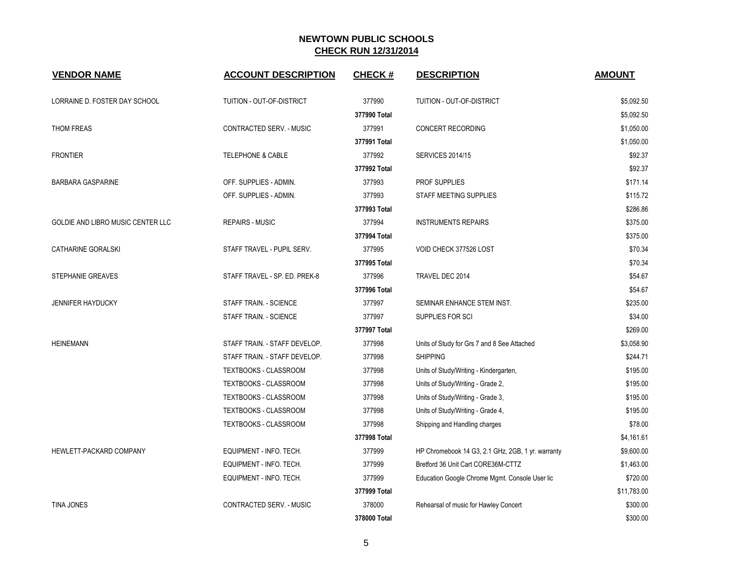## NEWTOWN PUBLIC SCHOOLS
## CHECK RUN 12/31/2014

| VENDOR NAME | ACCOUNT DESCRIPTION | CHECK # | DESCRIPTION | AMOUNT |
|---|---|---|---|---|
| LORRAINE D. FOSTER DAY SCHOOL | TUITION - OUT-OF-DISTRICT | 377990 | TUITION - OUT-OF-DISTRICT | $5,092.50 |
| | | **377990 Total** | | $5,092.50 |
| THOM FREAS | CONTRACTED SERV. - MUSIC | 377991 | CONCERT RECORDING | $1,050.00 |
| | | **377991 Total** | | $1,050.00 |
| FRONTIER | TELEPHONE & CABLE | 377992 | SERVICES 2014/15 | $92.37 |
| | | **377992 Total** | | $92.37 |
| BARBARA GASPARINE | OFF. SUPPLIES - ADMIN. | 377993 | PROF SUPPLIES | $171.14 |
| | OFF. SUPPLIES - ADMIN. | 377993 | STAFF MEETING SUPPLIES | $115.72 |
| | | **377993 Total** | | $286.86 |
| GOLDIE AND LIBRO MUSIC CENTER LLC | REPAIRS - MUSIC | 377994 | INSTRUMENTS REPAIRS | $375.00 |
| | | **377994 Total** | | $375.00 |
| CATHARINE GORALSKI | STAFF TRAVEL - PUPIL SERV. | 377995 | VOID CHECK 377526 LOST | $70.34 |
| | | **377995 Total** | | $70.34 |
| STEPHANIE GREAVES | STAFF TRAVEL - SP. ED. PREK-8 | 377996 | TRAVEL DEC 2014 | $54.67 |
| | | **377996 Total** | | $54.67 |
| JENNIFER HAYDUCKY | STAFF TRAIN. - SCIENCE | 377997 | SEMINAR ENHANCE STEM INST. | $235.00 |
| | STAFF TRAIN. - SCIENCE | 377997 | SUPPLIES FOR SCI | $34.00 |
| | | **377997 Total** | | $269.00 |
| HEINEMANN | STAFF TRAIN. - STAFF DEVELOP. | 377998 | Units of Study for Grs 7 and 8 See Attached | $3,058.90 |
| | STAFF TRAIN. - STAFF DEVELOP. | 377998 | SHIPPING | $244.71 |
| | TEXTBOOKS - CLASSROOM | 377998 | Units of Study/Writing - Kindergarten, | $195.00 |
| | TEXTBOOKS - CLASSROOM | 377998 | Units of Study/Writing - Grade 2, | $195.00 |
| | TEXTBOOKS - CLASSROOM | 377998 | Units of Study/Writing - Grade 3, | $195.00 |
| | TEXTBOOKS - CLASSROOM | 377998 | Units of Study/Writing - Grade 4, | $195.00 |
| | TEXTBOOKS - CLASSROOM | 377998 | Shipping and Handling charges | $78.00 |
| | | **377998 Total** | | $4,161.61 |
| HEWLETT-PACKARD COMPANY | EQUIPMENT - INFO. TECH. | 377999 | HP Chromebook 14 G3, 2.1 GHz, 2GB, 1 yr. warranty | $9,600.00 |
| | EQUIPMENT - INFO. TECH. | 377999 | Bretford 36 Unit Cart CORE36M-CTTZ | $1,463.00 |
| | EQUIPMENT - INFO. TECH. | 377999 | Education Google Chrome Mgmt. Console User lic | $720.00 |
| | | **377999 Total** | | $11,783.00 |
| TINA JONES | CONTRACTED SERV. - MUSIC | 378000 | Rehearsal of music for Hawley Concert | $300.00 |
| | | **378000 Total** | | $300.00 |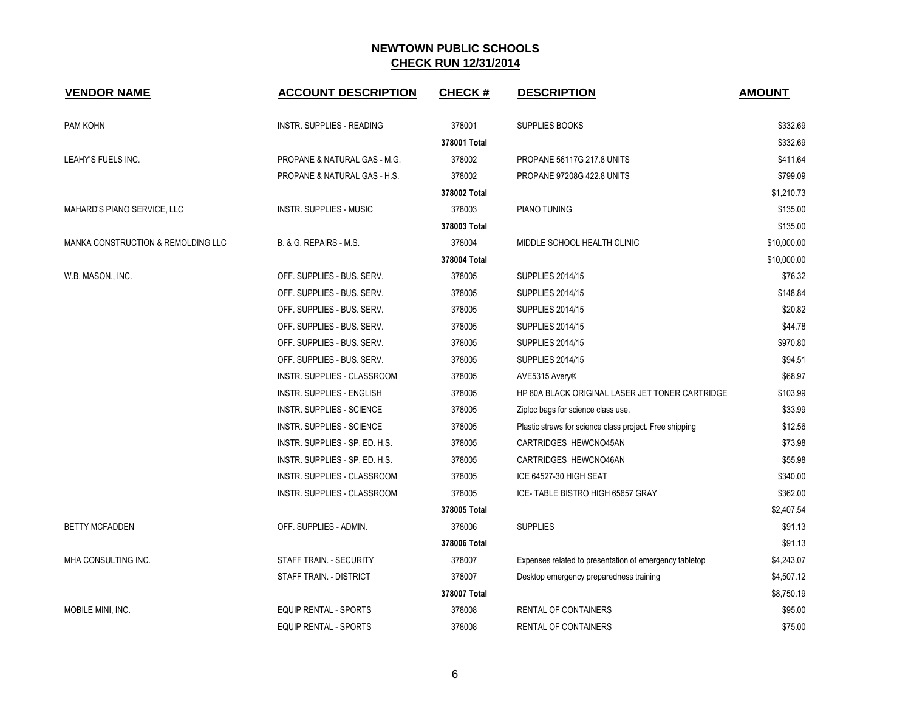# NEWTOWN PUBLIC SCHOOLS
## CHECK RUN 12/31/2014

| VENDOR NAME | ACCOUNT DESCRIPTION | CHECK # | DESCRIPTION | AMOUNT |
|---|---|---|---|---|
| PAM KOHN | INSTR. SUPPLIES - READING | 378001 | SUPPLIES BOOKS | $332.69 |
| | | 378001 Total | | $332.69 |
| LEAHY'S FUELS INC. | PROPANE & NATURAL GAS - M.G. | 378002 | PROPANE 56117G 217.8 UNITS | $411.64 |
| | PROPANE & NATURAL GAS - H.S. | 378002 | PROPANE 97208G 422.8 UNITS | $799.09 |
| | | 378002 Total | | $1,210.73 |
| MAHARD'S PIANO SERVICE, LLC | INSTR. SUPPLIES - MUSIC | 378003 | PIANO TUNING | $135.00 |
| | | 378003 Total | | $135.00 |
| MANKA CONSTRUCTION & REMOLDING LLC | B. & G. REPAIRS - M.S. | 378004 | MIDDLE SCHOOL HEALTH CLINIC | $10,000.00 |
| | | 378004 Total | | $10,000.00 |
| W.B. MASON., INC. | OFF. SUPPLIES - BUS. SERV. | 378005 | SUPPLIES 2014/15 | $76.32 |
| | OFF. SUPPLIES - BUS. SERV. | 378005 | SUPPLIES 2014/15 | $148.84 |
| | OFF. SUPPLIES - BUS. SERV. | 378005 | SUPPLIES 2014/15 | $20.82 |
| | OFF. SUPPLIES - BUS. SERV. | 378005 | SUPPLIES 2014/15 | $44.78 |
| | OFF. SUPPLIES - BUS. SERV. | 378005 | SUPPLIES 2014/15 | $970.80 |
| | OFF. SUPPLIES - BUS. SERV. | 378005 | SUPPLIES 2014/15 | $94.51 |
| | INSTR. SUPPLIES - CLASSROOM | 378005 | AVE5315 Avery® | $68.97 |
| | INSTR. SUPPLIES - ENGLISH | 378005 | HP 80A BLACK ORIGINAL LASER JET TONER CARTRIDGE | $103.99 |
| | INSTR. SUPPLIES - SCIENCE | 378005 | Ziploc bags for science class use. | $33.99 |
| | INSTR. SUPPLIES - SCIENCE | 378005 | Plastic straws for science class project. Free shipping | $12.56 |
| | INSTR. SUPPLIES - SP. ED. H.S. | 378005 | CARTRIDGES HEWCNO45AN | $73.98 |
| | INSTR. SUPPLIES - SP. ED. H.S. | 378005 | CARTRIDGES HEWCNO46AN | $55.98 |
| | INSTR. SUPPLIES - CLASSROOM | 378005 | ICE 64527-30 HIGH SEAT | $340.00 |
| | INSTR. SUPPLIES - CLASSROOM | 378005 | ICE- TABLE BISTRO HIGH 65657 GRAY | $362.00 |
| | | 378005 Total | | $2,407.54 |
| BETTY MCFADDEN | OFF. SUPPLIES - ADMIN. | 378006 | SUPPLIES | $91.13 |
| | | 378006 Total | | $91.13 |
| MHA CONSULTING INC. | STAFF TRAIN. - SECURITY | 378007 | Expenses related to presentation of emergency tabletop | $4,243.07 |
| | STAFF TRAIN. - DISTRICT | 378007 | Desktop emergency preparedness training | $4,507.12 |
| | | 378007 Total | | $8,750.19 |
| MOBILE MINI, INC. | EQUIP RENTAL - SPORTS | 378008 | RENTAL OF CONTAINERS | $95.00 |
| | EQUIP RENTAL - SPORTS | 378008 | RENTAL OF CONTAINERS | $75.00 |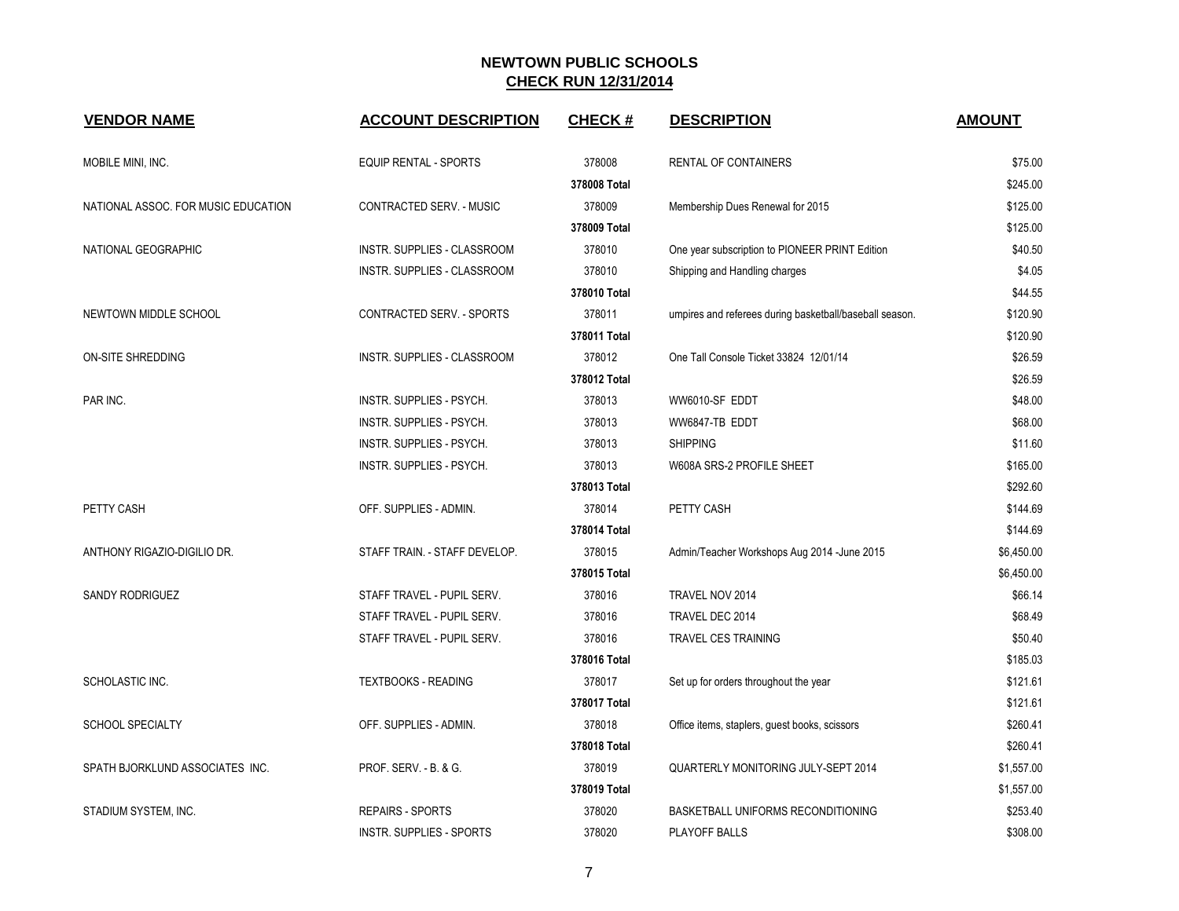**NEWTOWN PUBLIC SCHOOLS**
**CHECK RUN 12/31/2014**

| VENDOR NAME | ACCOUNT DESCRIPTION | CHECK # | DESCRIPTION | AMOUNT |
|---|---|---|---|---|
| MOBILE MINI, INC. | EQUIP RENTAL - SPORTS | 378008 | RENTAL OF CONTAINERS | $75.00 |
| | | 378008 Total | | $245.00 |
| NATIONAL ASSOC. FOR MUSIC EDUCATION | CONTRACTED SERV. - MUSIC | 378009 | Membership Dues Renewal for 2015 | $125.00 |
| | | 378009 Total | | $125.00 |
| NATIONAL GEOGRAPHIC | INSTR. SUPPLIES - CLASSROOM | 378010 | One year subscription to PIONEER PRINT Edition | $40.50 |
| | INSTR. SUPPLIES - CLASSROOM | 378010 | Shipping and Handling charges | $4.05 |
| | | 378010 Total | | $44.55 |
| NEWTOWN MIDDLE SCHOOL | CONTRACTED SERV. - SPORTS | 378011 | umpires and referees during basketball/baseball season. | $120.90 |
| | | 378011 Total | | $120.90 |
| ON-SITE SHREDDING | INSTR. SUPPLIES - CLASSROOM | 378012 | One Tall Console Ticket 33824 12/01/14 | $26.59 |
| | | 378012 Total | | $26.59 |
| PAR INC. | INSTR. SUPPLIES - PSYCH. | 378013 | WW6010-SF EDDT | $48.00 |
| | INSTR. SUPPLIES - PSYCH. | 378013 | WW6847-TB EDDT | $68.00 |
| | INSTR. SUPPLIES - PSYCH. | 378013 | SHIPPING | $11.60 |
| | INSTR. SUPPLIES - PSYCH. | 378013 | W608A SRS-2 PROFILE SHEET | $165.00 |
| | | 378013 Total | | $292.60 |
| PETTY CASH | OFF. SUPPLIES - ADMIN. | 378014 | PETTY CASH | $144.69 |
| | | 378014 Total | | $144.69 |
| ANTHONY RIGAZIO-DIGILIO DR. | STAFF TRAIN. - STAFF DEVELOP. | 378015 | Admin/Teacher Workshops Aug 2014 -June 2015 | $6,450.00 |
| | | 378015 Total | | $6,450.00 |
| SANDY RODRIGUEZ | STAFF TRAVEL - PUPIL SERV. | 378016 | TRAVEL NOV 2014 | $66.14 |
| | STAFF TRAVEL - PUPIL SERV. | 378016 | TRAVEL DEC 2014 | $68.49 |
| | STAFF TRAVEL - PUPIL SERV. | 378016 | TRAVEL CES TRAINING | $50.40 |
| | | 378016 Total | | $185.03 |
| SCHOLASTIC INC. | TEXTBOOKS - READING | 378017 | Set up for orders throughout the year | $121.61 |
| | | 378017 Total | | $121.61 |
| SCHOOL SPECIALTY | OFF. SUPPLIES - ADMIN. | 378018 | Office items, staplers, guest books, scissors | $260.41 |
| | | 378018 Total | | $260.41 |
| SPATH BJORKLUND ASSOCIATES INC. | PROF. SERV. - B. & G. | 378019 | QUARTERLY MONITORING JULY-SEPT 2014 | $1,557.00 |
| | | 378019 Total | | $1,557.00 |
| STADIUM SYSTEM, INC. | REPAIRS - SPORTS | 378020 | BASKETBALL UNIFORMS RECONDITIONING | $253.40 |
| | INSTR. SUPPLIES - SPORTS | 378020 | PLAYOFF BALLS | $308.00 |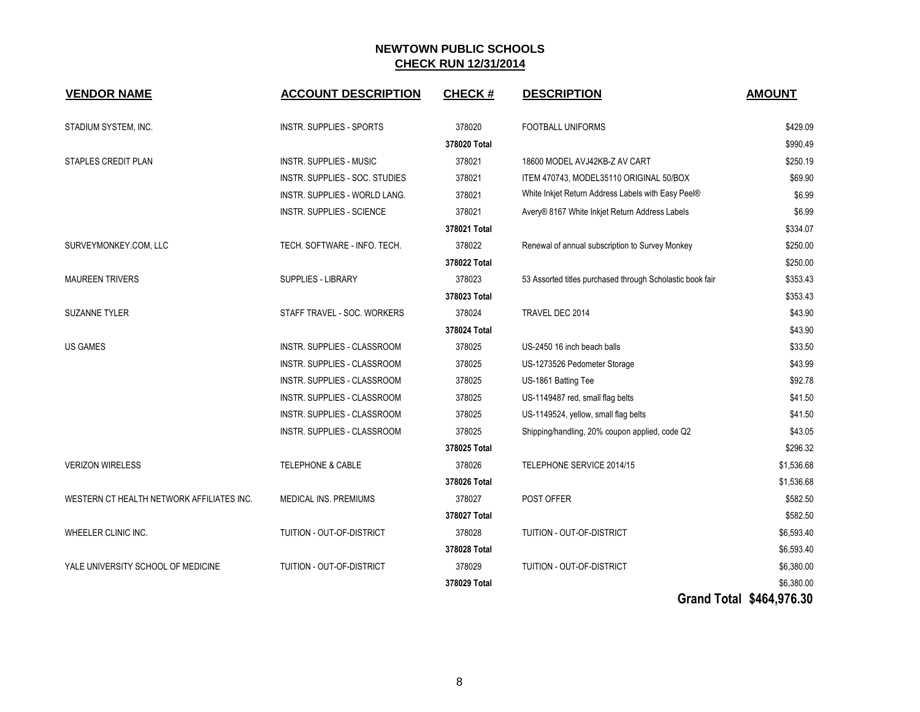## NEWTOWN PUBLIC SCHOOLS
## CHECK RUN 12/31/2014

| VENDOR NAME | ACCOUNT DESCRIPTION | CHECK # | DESCRIPTION | AMOUNT |
|---|---|---|---|---|
| STADIUM SYSTEM, INC. | INSTR. SUPPLIES - SPORTS | 378020 | FOOTBALL UNIFORMS | $429.09 |
| | | **378020 Total** | | $990.49 |
| STAPLES CREDIT PLAN | INSTR. SUPPLIES - MUSIC | 378021 | 18600 MODEL AVJ42KB-Z AV CART | $250.19 |
| | INSTR. SUPPLIES - SOC. STUDIES | 378021 | ITEM 470743, MODEL35110 ORIGINAL 50/BOX | $69.90 |
| | INSTR. SUPPLIES - WORLD LANG. | 378021 | White Inkjet Return Address Labels with Easy Peel® | $6.99 |
| | INSTR. SUPPLIES - SCIENCE | 378021 | Avery® 8167 White Inkjet Return Address Labels | $6.99 |
| | | **378021 Total** | | $334.07 |
| SURVEYMONKEY.COM, LLC | TECH. SOFTWARE - INFO. TECH. | 378022 | Renewal of annual subscription to Survey Monkey | $250.00 |
| | | **378022 Total** | | $250.00 |
| MAUREEN TRIVERS | SUPPLIES - LIBRARY | 378023 | 53 Assorted titles purchased through Scholastic book fair | $353.43 |
| | | **378023 Total** | | $353.43 |
| SUZANNE TYLER | STAFF TRAVEL - SOC. WORKERS | 378024 | TRAVEL DEC 2014 | $43.90 |
| | | **378024 Total** | | $43.90 |
| US GAMES | INSTR. SUPPLIES - CLASSROOM | 378025 | US-2450 16 inch beach balls | $33.50 |
| | INSTR. SUPPLIES - CLASSROOM | 378025 | US-1273526 Pedometer Storage | $43.99 |
| | INSTR. SUPPLIES - CLASSROOM | 378025 | US-1861 Batting Tee | $92.78 |
| | INSTR. SUPPLIES - CLASSROOM | 378025 | US-1149487 red, small flag belts | $41.50 |
| | INSTR. SUPPLIES - CLASSROOM | 378025 | US-1149524, yellow, small flag belts | $41.50 |
| | INSTR. SUPPLIES - CLASSROOM | 378025 | Shipping/handling, 20% coupon applied, code Q2 | $43.05 |
| | | **378025 Total** | | $296.32 |
| VERIZON WIRELESS | TELEPHONE & CABLE | 378026 | TELEPHONE SERVICE 2014/15 | $1,536.68 |
| | | **378026 Total** | | $1,536.68 |
| WESTERN CT HEALTH NETWORK AFFILIATES INC. | MEDICAL INS. PREMIUMS | 378027 | POST OFFER | $582.50 |
| | | **378027 Total** | | $582.50 |
| WHEELER CLINIC INC. | TUITION - OUT-OF-DISTRICT | 378028 | TUITION - OUT-OF-DISTRICT | $6,593.40 |
| | | **378028 Total** | | $6,593.40 |
| YALE UNIVERSITY SCHOOL OF MEDICINE | TUITION - OUT-OF-DISTRICT | 378029 | TUITION - OUT-OF-DISTRICT | $6,380.00 |
| | | **378029 Total** | | $6,380.00 |
| | | | **Grand Total** | **$464,976.30** |